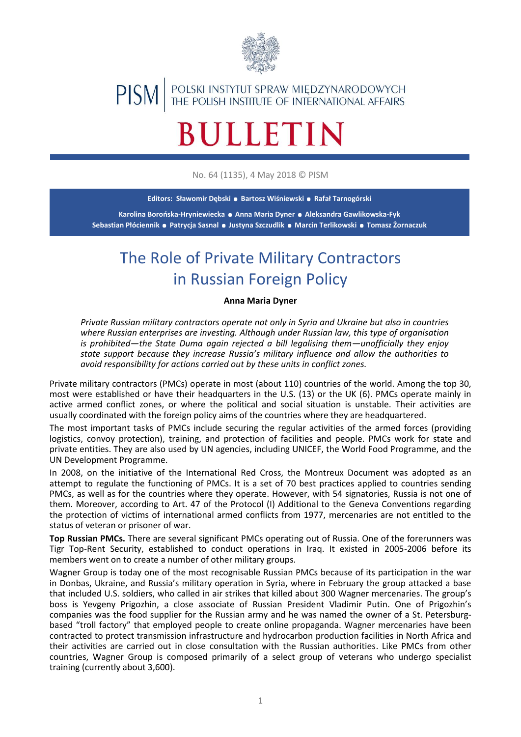PISM | POLSKI INSTYTUT SPRAW MIĘDZYNARODOWYCH
THE POLISH INSTITUTE OF INTERNATIONAL AFFAIRS

# BULLETIN

No. 64 (1135), 4 May 2018 © PISM

**Editors: Sławomir Dębski • Bartosz Wiśniewski • Rafał Tarnogórski**

**Karolina Borońska-Hryniewiecka • Anna Maria Dyner • Aleksandra Gawlikowska-Fyk**
**Sebastian Płóciennik • Patrycja Sasnal • Justyna Szczudlik • Marcin Terlikowski • Tomasz Żornaczuk**

## The Role of Private Military Contractors in Russian Foreign Policy

**Anna Maria Dyner**

*Private Russian military contractors operate not only in Syria and Ukraine but also in countries where Russian enterprises are investing. Although under Russian law, this type of organisation is prohibited—the State Duma again rejected a bill legalising them—unofficially they enjoy state support because they increase Russia's military influence and allow the authorities to avoid responsibility for actions carried out by these units in conflict zones.*

Private military contractors (PMCs) operate in most (about 110) countries of the world. Among the top 30, most were established or have their headquarters in the U.S. (13) or the UK (6). PMCs operate mainly in active armed conflict zones, or where the political and social situation is unstable. Their activities are usually coordinated with the foreign policy aims of the countries where they are headquartered.

The most important tasks of PMCs include securing the regular activities of the armed forces (providing logistics, convoy protection), training, and protection of facilities and people. PMCs work for state and private entities. They are also used by UN agencies, including UNICEF, the World Food Programme, and the UN Development Programme.

In 2008, on the initiative of the International Red Cross, the Montreux Document was adopted as an attempt to regulate the functioning of PMCs. It is a set of 70 best practices applied to countries sending PMCs, as well as for the countries where they operate. However, with 54 signatories, Russia is not one of them. Moreover, according to Art. 47 of the Protocol (I) Additional to the Geneva Conventions regarding the protection of victims of international armed conflicts from 1977, mercenaries are not entitled to the status of veteran or prisoner of war.

**Top Russian PMCs.** There are several significant PMCs operating out of Russia. One of the forerunners was Tigr Top-Rent Security, established to conduct operations in Iraq. It existed in 2005-2006 before its members went on to create a number of other military groups.

Wagner Group is today one of the most recognisable Russian PMCs because of its participation in the war in Donbas, Ukraine, and Russia's military operation in Syria, where in February the group attacked a base that included U.S. soldiers, who called in air strikes that killed about 300 Wagner mercenaries. The group's boss is Yevgeny Prigozhin, a close associate of Russian President Vladimir Putin. One of Prigozhin's companies was the food supplier for the Russian army and he was named the owner of a St. Petersburg-based "troll factory" that employed people to create online propaganda. Wagner mercenaries have been contracted to protect transmission infrastructure and hydrocarbon production facilities in North Africa and their activities are carried out in close consultation with the Russian authorities. Like PMCs from other countries, Wagner Group is composed primarily of a select group of veterans who undergo specialist training (currently about 3,600).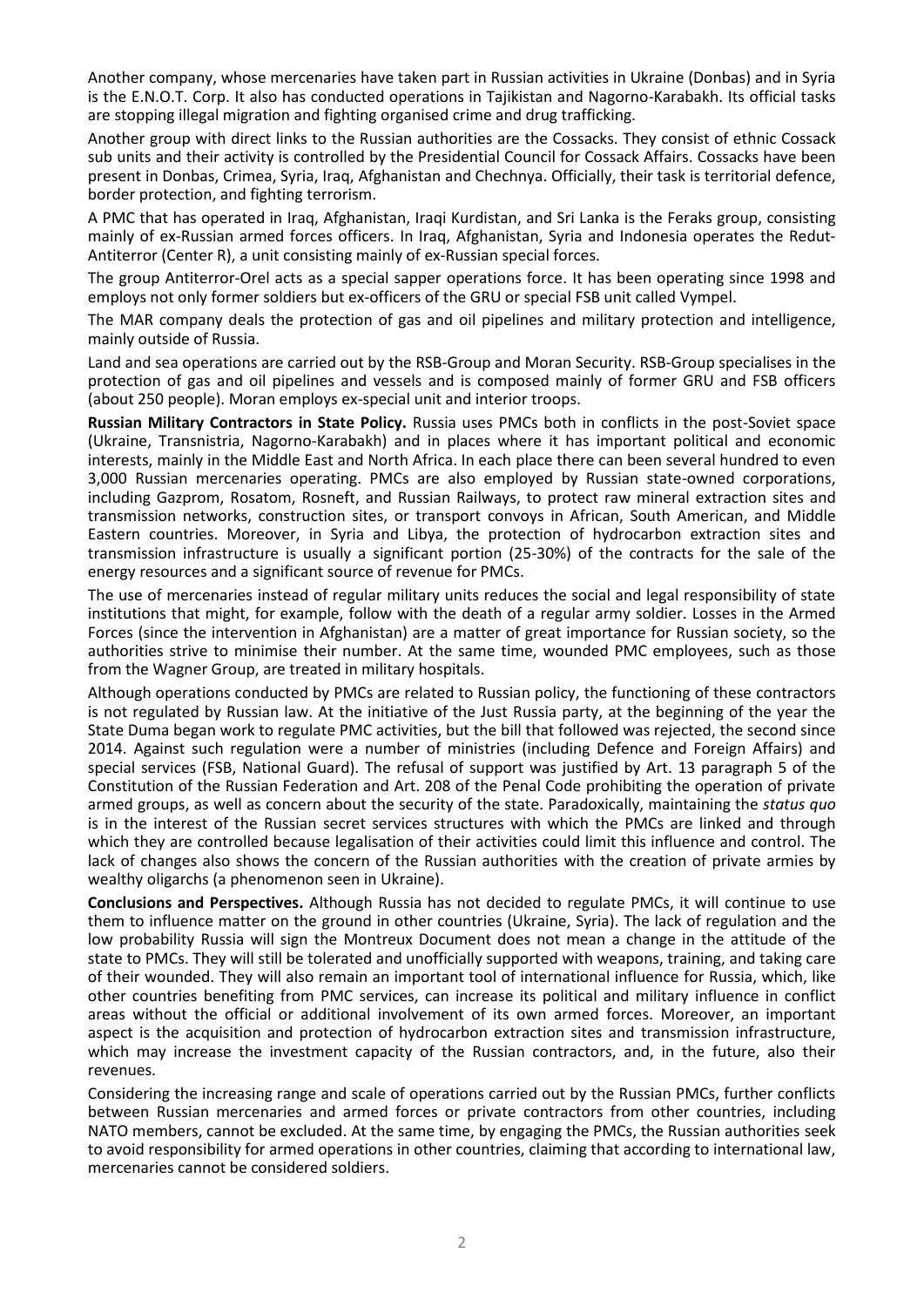Another company, whose mercenaries have taken part in Russian activities in Ukraine (Donbas) and in Syria is the E.N.O.T. Corp. It also has conducted operations in Tajikistan and Nagorno-Karabakh. Its official tasks are stopping illegal migration and fighting organised crime and drug trafficking.

Another group with direct links to the Russian authorities are the Cossacks. They consist of ethnic Cossack sub units and their activity is controlled by the Presidential Council for Cossack Affairs. Cossacks have been present in Donbas, Crimea, Syria, Iraq, Afghanistan and Chechnya. Officially, their task is territorial defence, border protection, and fighting terrorism.

A PMC that has operated in Iraq, Afghanistan, Iraqi Kurdistan, and Sri Lanka is the Feraks group, consisting mainly of ex-Russian armed forces officers. In Iraq, Afghanistan, Syria and Indonesia operates the Redut-Antiterror (Center R), a unit consisting mainly of ex-Russian special forces.

The group Antiterror-Orel acts as a special sapper operations force. It has been operating since 1998 and employs not only former soldiers but ex-officers of the GRU or special FSB unit called Vympel.

The MAR company deals the protection of gas and oil pipelines and military protection and intelligence, mainly outside of Russia.

Land and sea operations are carried out by the RSB-Group and Moran Security. RSB-Group specialises in the protection of gas and oil pipelines and vessels and is composed mainly of former GRU and FSB officers (about 250 people). Moran employs ex-special unit and interior troops.

**Russian Military Contractors in State Policy.** Russia uses PMCs both in conflicts in the post-Soviet space (Ukraine, Transnistria, Nagorno-Karabakh) and in places where it has important political and economic interests, mainly in the Middle East and North Africa. In each place there can been several hundred to even 3,000 Russian mercenaries operating. PMCs are also employed by Russian state-owned corporations, including Gazprom, Rosatom, Rosneft, and Russian Railways, to protect raw mineral extraction sites and transmission networks, construction sites, or transport convoys in African, South American, and Middle Eastern countries. Moreover, in Syria and Libya, the protection of hydrocarbon extraction sites and transmission infrastructure is usually a significant portion (25-30%) of the contracts for the sale of the energy resources and a significant source of revenue for PMCs.

The use of mercenaries instead of regular military units reduces the social and legal responsibility of state institutions that might, for example, follow with the death of a regular army soldier. Losses in the Armed Forces (since the intervention in Afghanistan) are a matter of great importance for Russian society, so the authorities strive to minimise their number. At the same time, wounded PMC employees, such as those from the Wagner Group, are treated in military hospitals.

Although operations conducted by PMCs are related to Russian policy, the functioning of these contractors is not regulated by Russian law. At the initiative of the Just Russia party, at the beginning of the year the State Duma began work to regulate PMC activities, but the bill that followed was rejected, the second since 2014. Against such regulation were a number of ministries (including Defence and Foreign Affairs) and special services (FSB, National Guard). The refusal of support was justified by Art. 13 paragraph 5 of the Constitution of the Russian Federation and Art. 208 of the Penal Code prohibiting the operation of private armed groups, as well as concern about the security of the state. Paradoxically, maintaining the *status quo* is in the interest of the Russian secret services structures with which the PMCs are linked and through which they are controlled because legalisation of their activities could limit this influence and control. The lack of changes also shows the concern of the Russian authorities with the creation of private armies by wealthy oligarchs (a phenomenon seen in Ukraine).

**Conclusions and Perspectives.** Although Russia has not decided to regulate PMCs, it will continue to use them to influence matter on the ground in other countries (Ukraine, Syria). The lack of regulation and the low probability Russia will sign the Montreux Document does not mean a change in the attitude of the state to PMCs. They will still be tolerated and unofficially supported with weapons, training, and taking care of their wounded. They will also remain an important tool of international influence for Russia, which, like other countries benefiting from PMC services, can increase its political and military influence in conflict areas without the official or additional involvement of its own armed forces. Moreover, an important aspect is the acquisition and protection of hydrocarbon extraction sites and transmission infrastructure, which may increase the investment capacity of the Russian contractors, and, in the future, also their revenues.

Considering the increasing range and scale of operations carried out by the Russian PMCs, further conflicts between Russian mercenaries and armed forces or private contractors from other countries, including NATO members, cannot be excluded. At the same time, by engaging the PMCs, the Russian authorities seek to avoid responsibility for armed operations in other countries, claiming that according to international law, mercenaries cannot be considered soldiers.